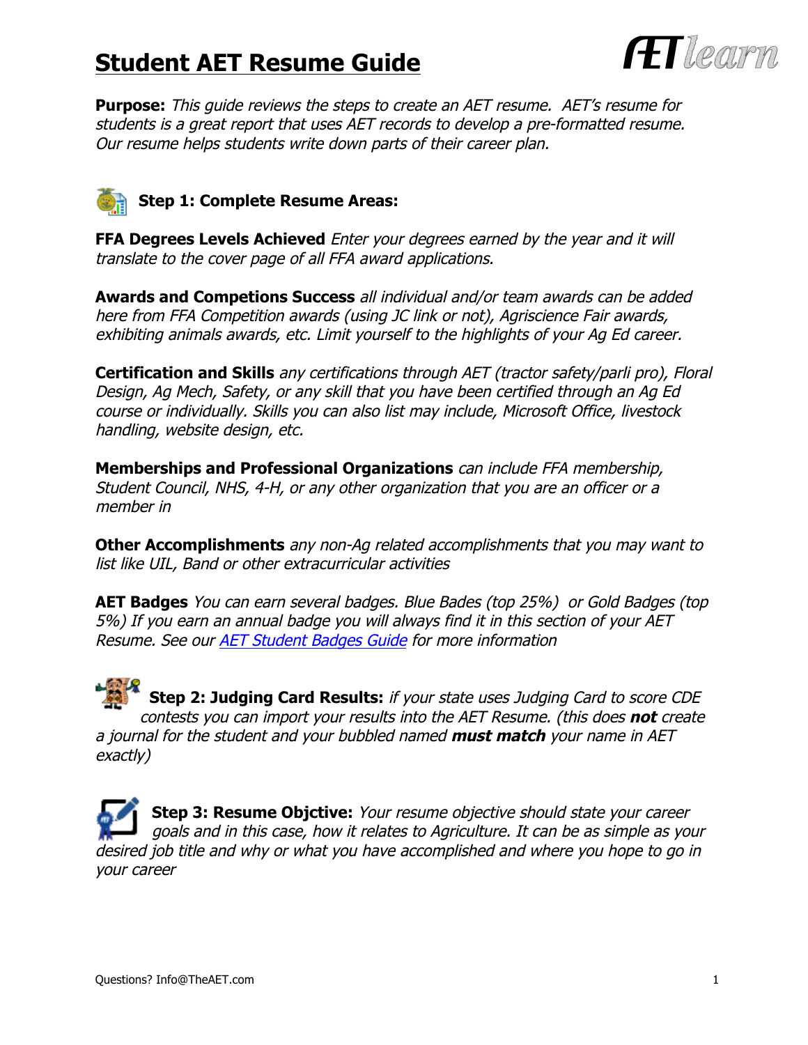# Student AET Resume Guide

**Purpose:** *This guide reviews the steps to create an AET resume. AET's resume for students is a great report that uses AET records to develop a pre-formatted resume. Our resume helps students write down parts of their career plan.*

## Step 1: Complete Resume Areas:

**FFA Degrees Levels Achieved** *Enter your degrees earned by the year and it will translate to the cover page of all FFA award applications.*

**Awards and Competions Success** *all individual and/or team awards can be added here from FFA Competition awards (using JC link or not), Agriscience Fair awards, exhibiting animals awards, etc. Limit yourself to the highlights of your Ag Ed career.*

**Certification and Skills** *any certifications through AET (tractor safety/parli pro), Floral Design, Ag Mech, Safety, or any skill that you have been certified through an Ag Ed course or individually. Skills you can also list may include, Microsoft Office, livestock handling, website design, etc.*

**Memberships and Professional Organizations** *can include FFA membership, Student Council, NHS, 4-H, or any other organization that you are an officer or a member in*

**Other Accomplishments** *any non-Ag related accomplishments that you may want to list like UIL, Band or other extracurricular activities*

**AET Badges** *You can earn several badges. Blue Bades (top 25%) or Gold Badges (top 5%) If you earn an annual badge you will always find it in this section of your AET Resume. See our [AET Student Badges Guide] for more information*

## Step 2: Judging Card Results:

*if your state uses Judging Card to score CDE contests you can import your results into the AET Resume. (this does* ***not*** *create a journal for the student and your bubbled named* ***must match*** *your name in AET exactly)*

## Step 3: Resume Objctive:

*Your resume objective should state your career goals and in this case, how it relates to Agriculture. It can be as simple as your desired job title and why or what you have accomplished and where you hope to go in your career*

Questions? Info@TheAET.com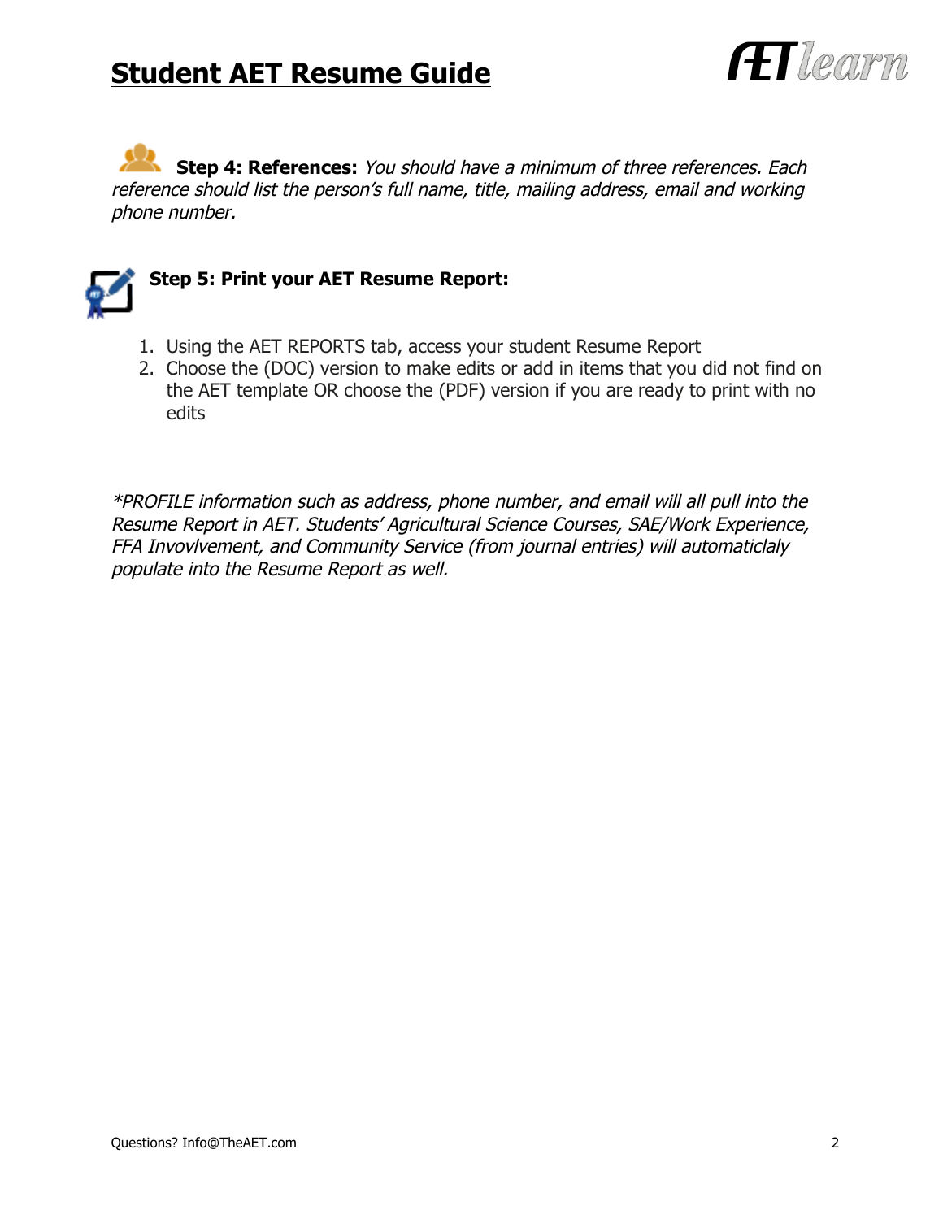# Student AET Resume Guide

**Step 4: References:** *You should have a minimum of three references. Each reference should list the person's full name, title, mailing address, email and working phone number.*

**Step 5: Print your AET Resume Report:**

1. Using the AET REPORTS tab, access your student Resume Report
2. Choose the (DOC) version to make edits or add in items that you did not find on the AET template OR choose the (PDF) version if you are ready to print with no edits

**PROFILE information such as address, phone number, and email will all pull into the Resume Report in AET. Students' Agricultural Science Courses, SAE/Work Experience, FFA Invovlvement, and Community Service (from journal entries) will automaticlaly populate into the Resume Report as well.*

Questions? Info@TheAET.com